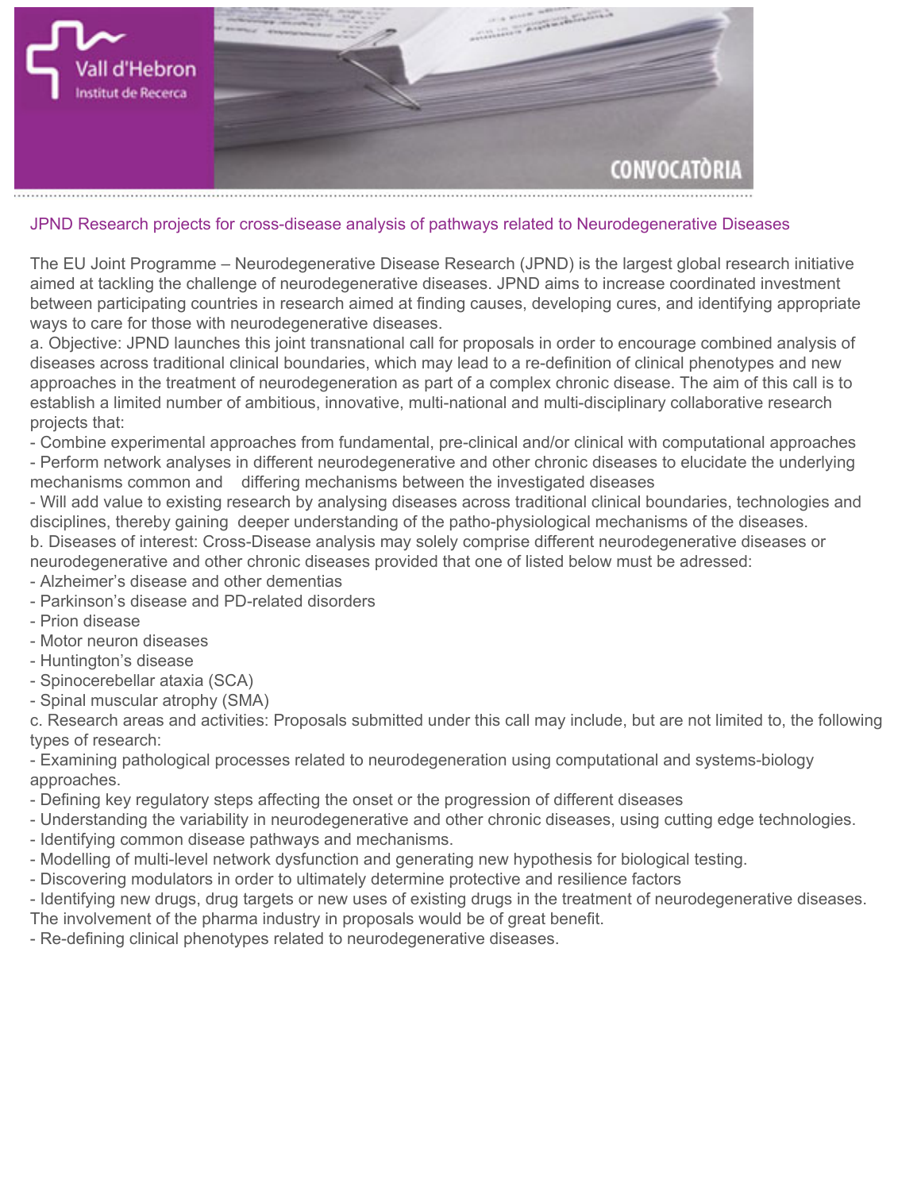Vall d'Hebron Institut de Recerca

CONVOCATÒRIA

## JPND Research projects for cross-disease analysis of pathways related to Neurodegenerative Diseases

The EU Joint Programme – Neurodegenerative Disease Research (JPND) is the largest global research initiative aimed at tackling the challenge of neurodegenerative diseases. JPND aims to increase coordinated investment between participating countries in research aimed at finding causes, developing cures, and identifying appropriate ways to care for those with neurodegenerative diseases.

a. Objective: JPND launches this joint transnational call for proposals in order to encourage combined analysis of diseases across traditional clinical boundaries, which may lead to a re-definition of clinical phenotypes and new approaches in the treatment of neurodegeneration as part of a complex chronic disease. The aim of this call is to establish a limited number of ambitious, innovative, multi-national and multi-disciplinary collaborative research projects that:

- Combine experimental approaches from fundamental, pre-clinical and/or clinical with computational approaches
- Perform network analyses in different neurodegenerative and other chronic diseases to elucidate the underlying mechanisms common and differing mechanisms between the investigated diseases
- Will add value to existing research by analysing diseases across traditional clinical boundaries, technologies and disciplines, thereby gaining deeper understanding of the patho-physiological mechanisms of the diseases.

b. Diseases of interest: Cross-Disease analysis may solely comprise different neurodegenerative diseases or neurodegenerative and other chronic diseases provided that one of listed below must be adressed:

- Alzheimer's disease and other dementias
- Parkinson's disease and PD-related disorders
- Prion disease
- Motor neuron diseases
- Huntington's disease
- Spinocerebellar ataxia (SCA)
- Spinal muscular atrophy (SMA)

c. Research areas and activities: Proposals submitted under this call may include, but are not limited to, the following types of research:

- Examining pathological processes related to neurodegeneration using computational and systems-biology approaches.
- Defining key regulatory steps affecting the onset or the progression of different diseases
- Understanding the variability in neurodegenerative and other chronic diseases, using cutting edge technologies.
- Identifying common disease pathways and mechanisms.
- Modelling of multi-level network dysfunction and generating new hypothesis for biological testing.
- Discovering modulators in order to ultimately determine protective and resilience factors
- Identifying new drugs, drug targets or new uses of existing drugs in the treatment of neurodegenerative diseases. The involvement of the pharma industry in proposals would be of great benefit.
- Re-defining clinical phenotypes related to neurodegenerative diseases.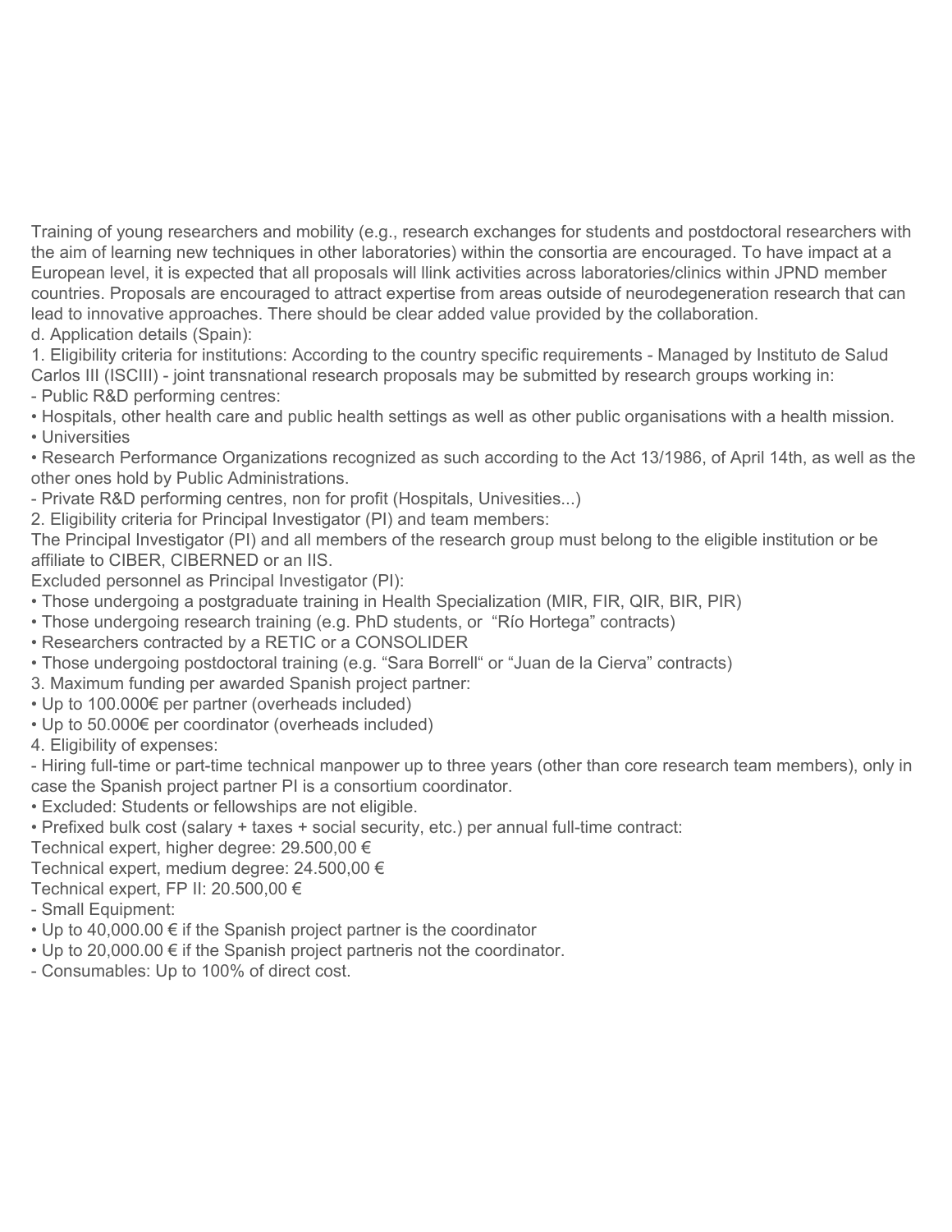Training of young researchers and mobility (e.g., research exchanges for students and postdoctoral researchers with the aim of learning new techniques in other laboratories) within the consortia are encouraged. To have impact at a European level, it is expected that all proposals will llink activities across laboratories/clinics within JPND member countries. Proposals are encouraged to attract expertise from areas outside of neurodegeneration research that can lead to innovative approaches. There should be clear added value provided by the collaboration.

d. Application details (Spain):

1. Eligibility criteria for institutions: According to the country specific requirements - Managed by Instituto de Salud Carlos III (ISCIII) - joint transnational research proposals may be submitted by research groups working in:

- Public R&D performing centres:
  - Hospitals, other health care and public health settings as well as other public organisations with a health mission.
  - Universities
  - Research Performance Organizations recognized as such according to the Act 13/1986, of April 14th, as well as the other ones hold by Public Administrations.
- Private R&D performing centres, non for profit (Hospitals, Univesities...)

2. Eligibility criteria for Principal Investigator (PI) and team members:

The Principal Investigator (PI) and all members of the research group must belong to the eligible institution or be affiliate to CIBER, CIBERNED or an IIS.

Excluded personnel as Principal Investigator (PI):

- Those undergoing a postgraduate training in Health Specialization (MIR, FIR, QIR, BIR, PIR)
- Those undergoing research training (e.g. PhD students, or "Río Hortega" contracts)
- Researchers contracted by a RETIC or a CONSOLIDER
- Those undergoing postdoctoral training (e.g. "Sara Borrell" or "Juan de la Cierva" contracts)

3. Maximum funding per awarded Spanish project partner:

- Up to 100.000€ per partner (overheads included)
- Up to 50.000€ per coordinator (overheads included)

4. Eligibility of expenses:

- Hiring full-time or part-time technical manpower up to three years (other than core research team members), only in case the Spanish project partner PI is a consortium coordinator.
  - Excluded: Students or fellowships are not eligible.
  - Prefixed bulk cost (salary + taxes + social security, etc.) per annual full-time contract:

Technical expert, higher degree: 29.500,00 €

Technical expert, medium degree: 24.500,00 €

Technical expert, FP II: 20.500,00 €

- Small Equipment:
  - Up to 40,000.00 € if the Spanish project partner is the coordinator
  - Up to 20,000.00 € if the Spanish project partneris not the coordinator.
- Consumables: Up to 100% of direct cost.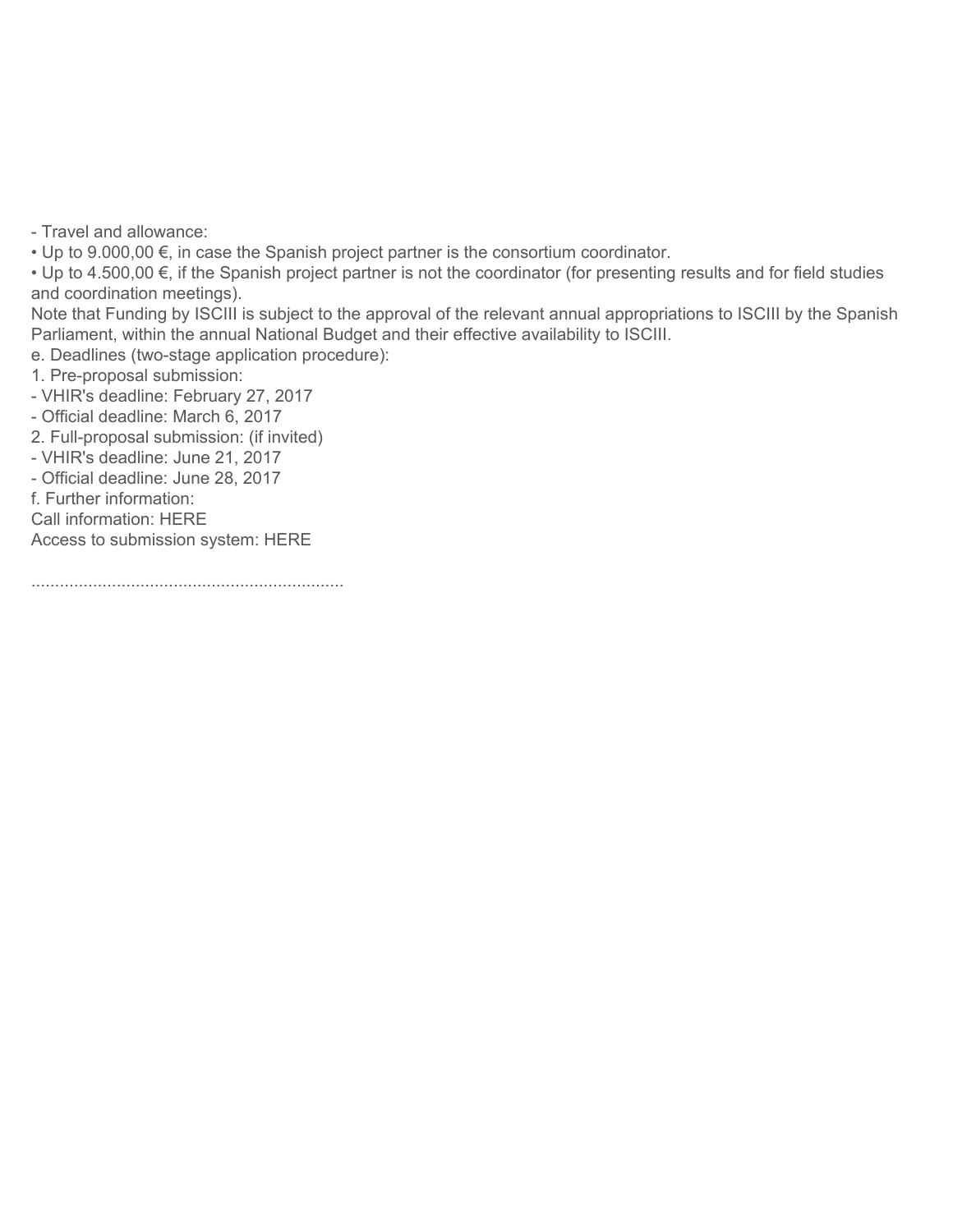- Travel and allowance:
• Up to 9.000,00 €, in case the Spanish project partner is the consortium coordinator.
• Up to 4.500,00 €, if the Spanish project partner is not the coordinator (for presenting results and for field studies and coordination meetings).

Note that Funding by ISCIII is subject to the approval of the relevant annual appropriations to ISCIII by the Spanish Parliament, within the annual National Budget and their effective availability to ISCIII.

e. Deadlines (two-stage application procedure):

1. Pre-proposal submission:
- VHIR's deadline: February 27, 2017
- Official deadline: March 6, 2017

2. Full-proposal submission: (if invited)
- VHIR's deadline: June 21, 2017
- Official deadline: June 28, 2017

f. Further information:

Call information: HERE

Access to submission system: HERE

..................................................................